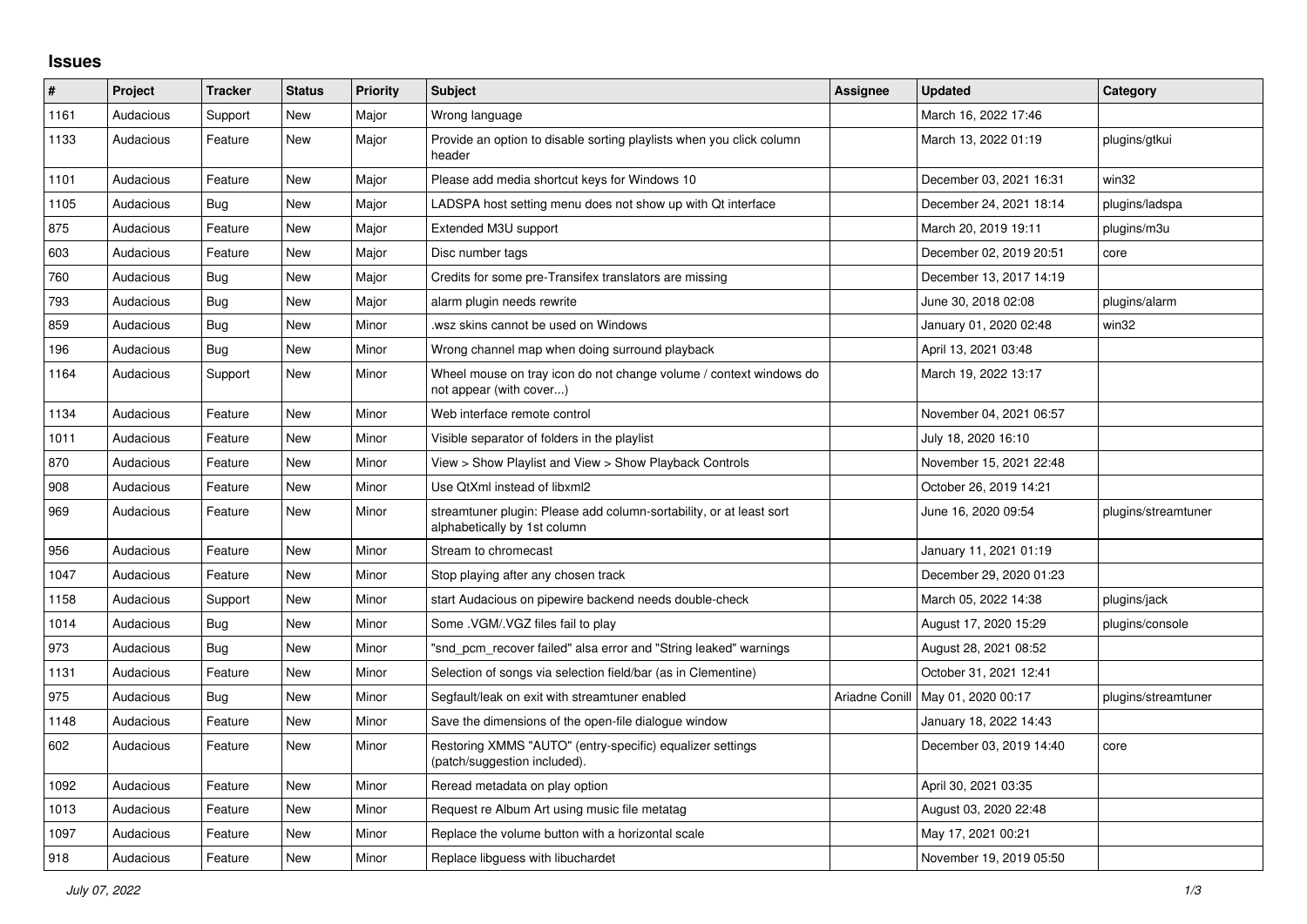# Issues

| # | Project | Tracker | Status | Priority | Subject | Assignee | Updated | Category |
|---|---|---|---|---|---|---|---|---|
| 1161 | Audacious | Support | New | Major | Wrong language | | March 16, 2022 17:46 | |
| 1133 | Audacious | Feature | New | Major | Provide an option to disable sorting playlists when you click column header | | March 13, 2022 01:19 | plugins/gtkui |
| 1101 | Audacious | Feature | New | Major | Please add media shortcut keys for Windows 10 | | December 03, 2021 16:31 | win32 |
| 1105 | Audacious | Bug | New | Major | LADSPA host setting menu does not show up with Qt interface | | December 24, 2021 18:14 | plugins/ladspa |
| 875 | Audacious | Feature | New | Major | Extended M3U support | | March 20, 2019 19:11 | plugins/m3u |
| 603 | Audacious | Feature | New | Major | Disc number tags | | December 02, 2019 20:51 | core |
| 760 | Audacious | Bug | New | Major | Credits for some pre-Transifex translators are missing | | December 13, 2017 14:19 | |
| 793 | Audacious | Bug | New | Major | alarm plugin needs rewrite | | June 30, 2018 02:08 | plugins/alarm |
| 859 | Audacious | Bug | New | Minor | .wsz skins cannot be used on Windows | | January 01, 2020 02:48 | win32 |
| 196 | Audacious | Bug | New | Minor | Wrong channel map when doing surround playback | | April 13, 2021 03:48 | |
| 1164 | Audacious | Support | New | Minor | Wheel mouse on tray icon do not change volume / context windows do not appear (with cover...) | | March 19, 2022 13:17 | |
| 1134 | Audacious | Feature | New | Minor | Web interface remote control | | November 04, 2021 06:57 | |
| 1011 | Audacious | Feature | New | Minor | Visible separator of folders in the playlist | | July 18, 2020 16:10 | |
| 870 | Audacious | Feature | New | Minor | View > Show Playlist and View > Show Playback Controls | | November 15, 2021 22:48 | |
| 908 | Audacious | Feature | New | Minor | Use QtXml instead of libxml2 | | October 26, 2019 14:21 | |
| 969 | Audacious | Feature | New | Minor | streamtuner plugin: Please add column-sortability, or at least sort alphabetically by 1st column | | June 16, 2020 09:54 | plugins/streamtuner |
| 956 | Audacious | Feature | New | Minor | Stream to chromecast | | January 11, 2021 01:19 | |
| 1047 | Audacious | Feature | New | Minor | Stop playing after any chosen track | | December 29, 2020 01:23 | |
| 1158 | Audacious | Support | New | Minor | start Audacious on pipewire backend needs double-check | | March 05, 2022 14:38 | plugins/jack |
| 1014 | Audacious | Bug | New | Minor | Some .VGM/.VGZ files fail to play | | August 17, 2020 15:29 | plugins/console |
| 973 | Audacious | Bug | New | Minor | "snd_pcm_recover failed" alsa error and "String leaked" warnings | | August 28, 2021 08:52 | |
| 1131 | Audacious | Feature | New | Minor | Selection of songs via selection field/bar (as in Clementine) | | October 31, 2021 12:41 | |
| 975 | Audacious | Bug | New | Minor | Segfault/leak on exit with streamtuner enabled | Ariadne Conill | May 01, 2020 00:17 | plugins/streamtuner |
| 1148 | Audacious | Feature | New | Minor | Save the dimensions of the open-file dialogue window | | January 18, 2022 14:43 | |
| 602 | Audacious | Feature | New | Minor | Restoring XMMS "AUTO" (entry-specific) equalizer settings (patch/suggestion included). | | December 03, 2019 14:40 | core |
| 1092 | Audacious | Feature | New | Minor | Reread metadata on play option | | April 30, 2021 03:35 | |
| 1013 | Audacious | Feature | New | Minor | Request re Album Art using music file metatag | | August 03, 2020 22:48 | |
| 1097 | Audacious | Feature | New | Minor | Replace the volume button with a horizontal scale | | May 17, 2021 00:21 | |
| 918 | Audacious | Feature | New | Minor | Replace libguess with libuchardet | | November 19, 2019 05:50 | |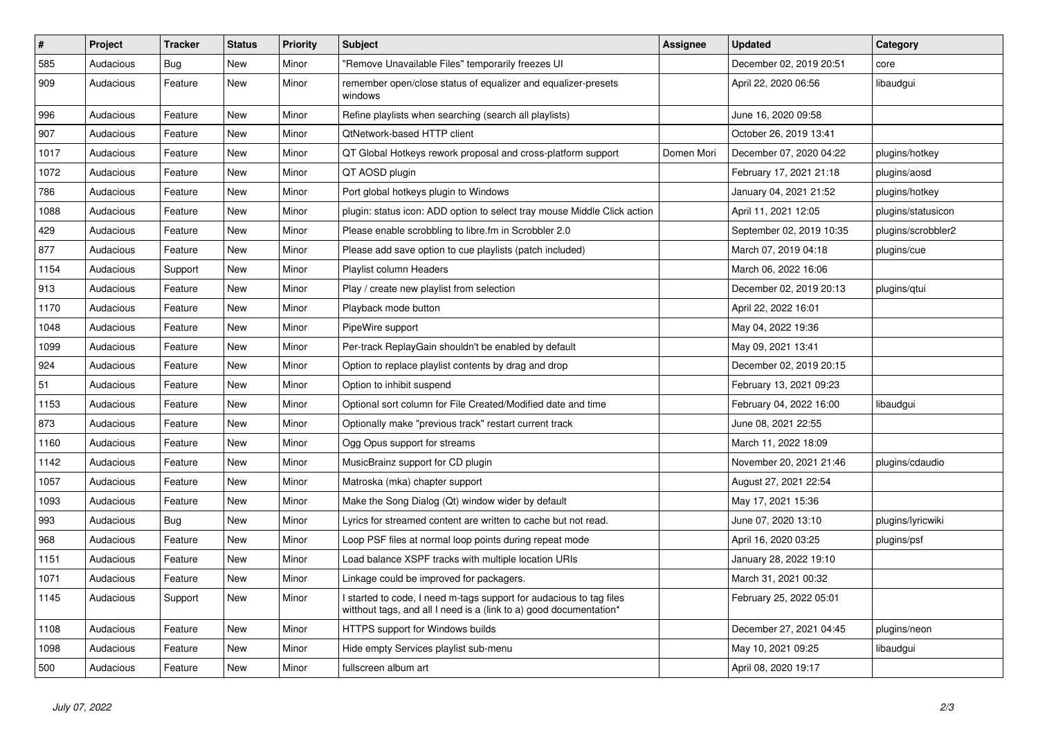| # | Project | Tracker | Status | Priority | Subject | Assignee | Updated | Category |
|---|---|---|---|---|---|---|---|---|
| 585 | Audacious | Bug | New | Minor | "Remove Unavailable Files" temporarily freezes UI | | December 02, 2019 20:51 | core |
| 909 | Audacious | Feature | New | Minor | remember open/close status of equalizer and equalizer-presets windows | | April 22, 2020 06:56 | libaudgui |
| 996 | Audacious | Feature | New | Minor | Refine playlists when searching (search all playlists) | | June 16, 2020 09:58 | |
| 907 | Audacious | Feature | New | Minor | QtNetwork-based HTTP client | | October 26, 2019 13:41 | |
| 1017 | Audacious | Feature | New | Minor | QT Global Hotkeys rework proposal and cross-platform support | Domen Mori | December 07, 2020 04:22 | plugins/hotkey |
| 1072 | Audacious | Feature | New | Minor | QT AOSD plugin | | February 17, 2021 21:18 | plugins/aosd |
| 786 | Audacious | Feature | New | Minor | Port global hotkeys plugin to Windows | | January 04, 2021 21:52 | plugins/hotkey |
| 1088 | Audacious | Feature | New | Minor | plugin: status icon: ADD option to select tray mouse Middle Click action | | April 11, 2021 12:05 | plugins/statusicon |
| 429 | Audacious | Feature | New | Minor | Please enable scrobbling to libre.fm in Scrobbler 2.0 | | September 02, 2019 10:35 | plugins/scrobbler2 |
| 877 | Audacious | Feature | New | Minor | Please add save option to cue playlists (patch included) | | March 07, 2019 04:18 | plugins/cue |
| 1154 | Audacious | Support | New | Minor | Playlist column Headers | | March 06, 2022 16:06 | |
| 913 | Audacious | Feature | New | Minor | Play / create new playlist from selection | | December 02, 2019 20:13 | plugins/qtui |
| 1170 | Audacious | Feature | New | Minor | Playback mode button | | April 22, 2022 16:01 | |
| 1048 | Audacious | Feature | New | Minor | PipeWire support | | May 04, 2022 19:36 | |
| 1099 | Audacious | Feature | New | Minor | Per-track ReplayGain shouldn't be enabled by default | | May 09, 2021 13:41 | |
| 924 | Audacious | Feature | New | Minor | Option to replace playlist contents by drag and drop | | December 02, 2019 20:15 | |
| 51 | Audacious | Feature | New | Minor | Option to inhibit suspend | | February 13, 2021 09:23 | |
| 1153 | Audacious | Feature | New | Minor | Optional sort column for File Created/Modified date and time | | February 04, 2022 16:00 | libaudgui |
| 873 | Audacious | Feature | New | Minor | Optionally make "previous track" restart current track | | June 08, 2021 22:55 | |
| 1160 | Audacious | Feature | New | Minor | Ogg Opus support for streams | | March 11, 2022 18:09 | |
| 1142 | Audacious | Feature | New | Minor | MusicBrainz support for CD plugin | | November 20, 2021 21:46 | plugins/cdaudio |
| 1057 | Audacious | Feature | New | Minor | Matroska (mka) chapter support | | August 27, 2021 22:54 | |
| 1093 | Audacious | Feature | New | Minor | Make the Song Dialog (Qt) window wider by default | | May 17, 2021 15:36 | |
| 993 | Audacious | Bug | New | Minor | Lyrics for streamed content are written to cache but not read. | | June 07, 2020 13:10 | plugins/lyricwiki |
| 968 | Audacious | Feature | New | Minor | Loop PSF files at normal loop points during repeat mode | | April 16, 2020 03:25 | plugins/psf |
| 1151 | Audacious | Feature | New | Minor | Load balance XSPF tracks with multiple location URIs | | January 28, 2022 19:10 | |
| 1071 | Audacious | Feature | New | Minor | Linkage could be improved for packagers. | | March 31, 2021 00:32 | |
| 1145 | Audacious | Support | New | Minor | I started to code, I need m-tags support for audacious to tag files witthout tags, and all I need is a (link to a) good documentation* | | February 25, 2022 05:01 | |
| 1108 | Audacious | Feature | New | Minor | HTTPS support for Windows builds | | December 27, 2021 04:45 | plugins/neon |
| 1098 | Audacious | Feature | New | Minor | Hide empty Services playlist sub-menu | | May 10, 2021 09:25 | libaudgui |
| 500 | Audacious | Feature | New | Minor | fullscreen album art | | April 08, 2020 19:17 | |

*July 07, 2022*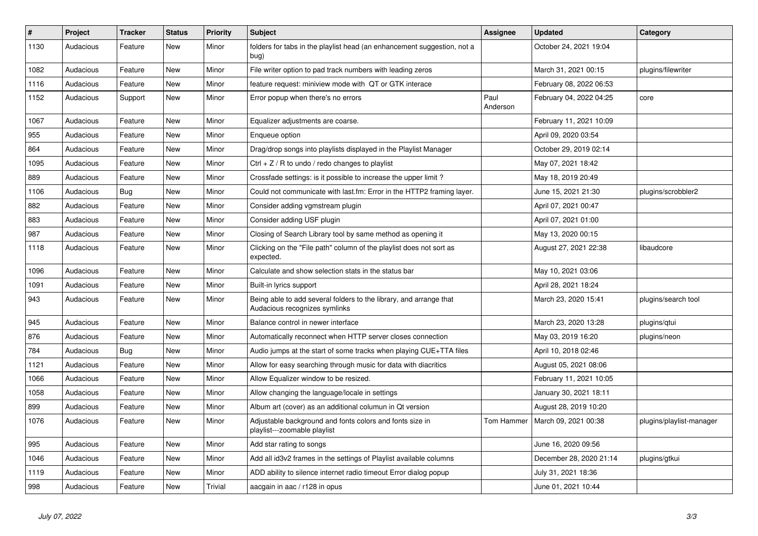| # | Project | Tracker | Status | Priority | Subject | Assignee | Updated | Category |
|---|---|---|---|---|---|---|---|---|
| 1130 | Audacious | Feature | New | Minor | folders for tabs in the playlist head (an enhancement suggestion, not a bug) | | October 24, 2021 19:04 | |
| 1082 | Audacious | Feature | New | Minor | File writer option to pad track numbers with leading zeros | | March 31, 2021 00:15 | plugins/filewriter |
| 1116 | Audacious | Feature | New | Minor | feature request: miniview mode with QT or GTK interace | | February 08, 2022 06:53 | |
| 1152 | Audacious | Support | New | Minor | Error popup when there's no errors | Paul Anderson | February 04, 2022 04:25 | core |
| 1067 | Audacious | Feature | New | Minor | Equalizer adjustments are coarse. | | February 11, 2021 10:09 | |
| 955 | Audacious | Feature | New | Minor | Enqueue option | | April 09, 2020 03:54 | |
| 864 | Audacious | Feature | New | Minor | Drag/drop songs into playlists displayed in the Playlist Manager | | October 29, 2019 02:14 | |
| 1095 | Audacious | Feature | New | Minor | Ctrl + Z / R to undo / redo changes to playlist | | May 07, 2021 18:42 | |
| 889 | Audacious | Feature | New | Minor | Crossfade settings: is it possible to increase the upper limit ? | | May 18, 2019 20:49 | |
| 1106 | Audacious | Bug | New | Minor | Could not communicate with last.fm: Error in the HTTP2 framing layer. | | June 15, 2021 21:30 | plugins/scrobbler2 |
| 882 | Audacious | Feature | New | Minor | Consider adding vgmstream plugin | | April 07, 2021 00:47 | |
| 883 | Audacious | Feature | New | Minor | Consider adding USF plugin | | April 07, 2021 01:00 | |
| 987 | Audacious | Feature | New | Minor | Closing of Search Library tool by same method as opening it | | May 13, 2020 00:15 | |
| 1118 | Audacious | Feature | New | Minor | Clicking on the "File path" column of the playlist does not sort as expected. | | August 27, 2021 22:38 | libaudcore |
| 1096 | Audacious | Feature | New | Minor | Calculate and show selection stats in the status bar | | May 10, 2021 03:06 | |
| 1091 | Audacious | Feature | New | Minor | Built-in lyrics support | | April 28, 2021 18:24 | |
| 943 | Audacious | Feature | New | Minor | Being able to add several folders to the library, and arrange that Audacious recognizes symlinks | | March 23, 2020 15:41 | plugins/search tool |
| 945 | Audacious | Feature | New | Minor | Balance control in newer interface | | March 23, 2020 13:28 | plugins/qtui |
| 876 | Audacious | Feature | New | Minor | Automatically reconnect when HTTP server closes connection | | May 03, 2019 16:20 | plugins/neon |
| 784 | Audacious | Bug | New | Minor | Audio jumps at the start of some tracks when playing CUE+TTA files | | April 10, 2018 02:46 | |
| 1121 | Audacious | Feature | New | Minor | Allow for easy searching through music for data with diacritics | | August 05, 2021 08:06 | |
| 1066 | Audacious | Feature | New | Minor | Allow Equalizer window to be resized. | | February 11, 2021 10:05 | |
| 1058 | Audacious | Feature | New | Minor | Allow changing the language/locale in settings | | January 30, 2021 18:11 | |
| 899 | Audacious | Feature | New | Minor | Album art (cover) as an additional columun in Qt version | | August 28, 2019 10:20 | |
| 1076 | Audacious | Feature | New | Minor | Adjustable background and fonts colors and fonts size in playlist---zoomable playlist | Tom Hammer | March 09, 2021 00:38 | plugins/playlist-manager |
| 995 | Audacious | Feature | New | Minor | Add star rating to songs | | June 16, 2020 09:56 | |
| 1046 | Audacious | Feature | New | Minor | Add all id3v2 frames in the settings of Playlist available columns | | December 28, 2020 21:14 | plugins/gtkui |
| 1119 | Audacious | Feature | New | Minor | ADD ability to silence internet radio timeout Error dialog popup | | July 31, 2021 18:36 | |
| 998 | Audacious | Feature | New | Trivial | aacgain in aac / r128 in opus | | June 01, 2021 10:44 | |

*July 07, 2022*